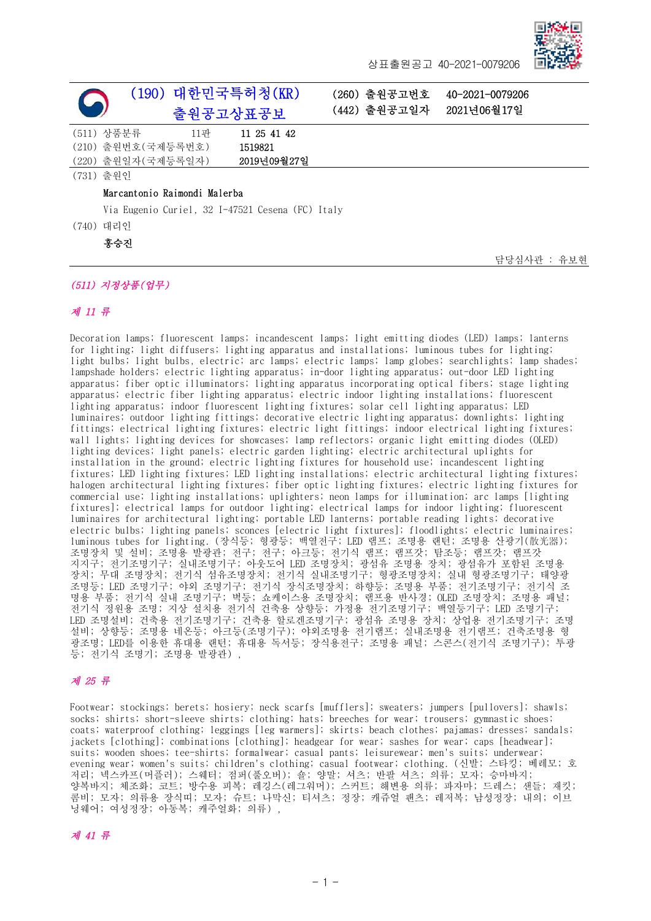상표출원공고 40-2021-0079206

**(190) 대한민국특허청(KR)**
**출원공고상표공보**

(260) 출원공고번호 40-2021-0079206
(442) 출원공고일자 2021년06월17일

(511) 상품분류 11판 11 25 41 42
(210) 출원번호(국제등록번호) 1519821
(220) 출원일자(국제등록일자) 2019년09월27일

(731) 출원인

Marcantonio Raimondi Malerba

Via Eugenio Curiel, 32 I-47521 Cesena (FC) Italy

(740) 대리인

홍승진

담당심사관 : 유보현

*(511) 지정상품(업무)*

*제 11 류*

Decoration lamps; fluorescent lamps; incandescent lamps; light emitting diodes (LED) lamps; lanterns for lighting; light diffusers; lighting apparatus and installations; luminous tubes for lighting; light bulbs; light bulbs, electric; arc lamps; electric lamps; lamp globes; searchlights; lamp shades; lampshade holders; electric lighting apparatus; in-door lighting apparatus; out-door LED lighting apparatus; fiber optic illuminators; lighting apparatus incorporating optical fibers; stage lighting apparatus; electric fiber lighting apparatus; electric indoor lighting installations; fluorescent lighting apparatus; indoor fluorescent lighting fixtures; solar cell lighting apparatus; LED luminaires; outdoor lighting fittings; decorative electric lighting apparatus; downlights; lighting fittings; electrical lighting fixtures; electric light fittings; indoor electrical lighting fixtures; wall lights; lighting devices for showcases; lamp reflectors; organic light emitting diodes (OLED) lighting devices; light panels; electric garden lighting; electric architectural uplights for installation in the ground; electric lighting fixtures for household use; incandescent lighting fixtures; LED lighting fixtures; LED lighting installations; electric architectural lighting fixtures; halogen architectural lighting fixtures; fiber optic lighting fixtures; electric lighting fixtures for commercial use; lighting installations; uplighters; neon lamps for illumination; arc lamps [lighting fixtures]; electrical lamps for outdoor lighting; electrical lamps for indoor lighting; fluorescent luminaires for architectural lighting; portable LED lanterns; portable reading lights; decorative electric bulbs; lighting panels; sconces [electric light fixtures]; floodlights; electric luminaires; luminous tubes for lighting. (장식등; 형광등; 백열전구; LED 램프; 조명용 랜턴; 조명용 산광기(散光器); 조명장치 및 설비; 조명용 발광관; 전구; 전구; 아크등; 전기식 램프; 램프갓; 탐조등; 램프갓; 램프갓 지지구; 전기조명기구; 실내조명기구; 아웃도어 LED 조명장치; 광섬유 조명용 장치; 광섬유가 포함된 조명용 장치; 무대 조명장치; 전기식 섬유조명장치; 전기식 실내조명기구; 형광조명장치; 실내 형광조명기구; 태양광 조명등; LED 조명기구; 야외 조명기구; 전기식 장식조명장치; 하향등; 조명용 부품; 전기조명기구; 전기식 조명용 부품; 전기식 실내 조명기구; 벽등; 쇼케이스용 조명장치; 램프용 반사경; OLED 조명장치; 조명용 패널; 전기식 정원용 조명; 지상 설치용 전기식 건축용 상향등; 가정용 전기조명기구; 백열등기구; LED 조명기구; LED 조명설비; 건축용 전기조명기구; 건축용 할로겐조명기구; 광섬유 조명용 장치; 상업용 전기조명기구; 조명설비; 상향등; 조명용 네온등; 아크등(조명기구); 야외조명용 전기램프; 실내조명용 전기램프; 건축조명용 형광조명; LED를 이용한 휴대용 랜턴; 휴대용 독서등; 장식용전구; 조명용 패널; 스콘스(전기식 조명기구); 투광등; 전기식 조명기; 조명용 발광관),

*제 25 류*

Footwear; stockings; berets; hosiery; neck scarfs [mufflers]; sweaters; jumpers [pullovers]; shawls; socks; shirts; short-sleeve shirts; clothing; hats; breeches for wear; trousers; gymnastic shoes; coats; waterproof clothing; leggings [leg warmers]; skirts; beach clothes; pajamas; dresses; sandals; jackets [clothing]; combinations [clothing]; headgear for wear; sashes for wear; caps [headwear]; suits; wooden shoes; tee-shirts; formalwear; casual pants; leisurewear; men's suits; underwear; evening wear; women's suits; children's clothing; casual footwear; clothing. (신발; 스타킹; 베레모; 호저리; 넥스카프(머플러); 스웨터; 점퍼(풀오버); 숄; 양말; 셔츠; 반팔 셔츠; 의류; 모자; 승마바지; 양복바지; 체조화; 코트; 방수용 피복; 레깅스(레그워머); 스커트; 해변용 의류; 파자마; 드레스; 샌들; 재킷; 콤비; 모자; 의류용 장식띠; 모자; 슈트; 나막신; 티셔츠; 정장; 캐주얼 팬츠; 레저복; 남성정장; 내의; 이브닝웨어; 여성정장; 아동복; 캐주얼화; 의류),

*제 41 류*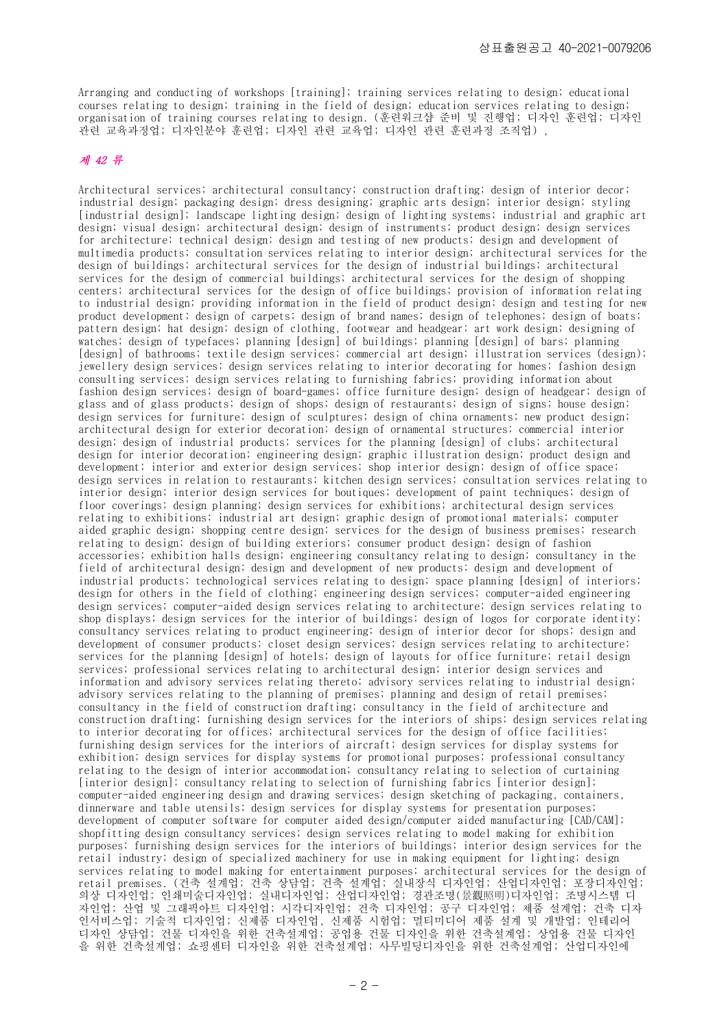Arranging and conducting of workshops [training]; training services relating to design; educational courses relating to design; training in the field of design; education services relating to design; organisation of training courses relating to design.(훈련워크샵 준비 및 진행업; 디자인 훈련업; 디자인 관련 교육과정업; 디자인분야 훈련업; 디자인 관련 교육업; 디자인 관련 훈련과정 조직업),

## *제 42 류*

Architectural services; architectural consultancy; construction drafting; design of interior decor; industrial design; packaging design; dress designing; graphic arts design; interior design; styling [industrial design]; landscape lighting design; design of lighting systems; industrial and graphic art design; visual design; architectural design; design of instruments; product design; design services for architecture; technical design; design and testing of new products; design and development of multimedia products; consultation services relating to interior design; architectural services for the design of buildings; architectural services for the design of industrial buildings; architectural services for the design of commercial buildings; architectural services for the design of shopping centers; architectural services for the design of office buildings; provision of information relating to industrial design; providing information in the field of product design; design and testing for new product development; design of carpets; design of brand names; design of telephones; design of boats; pattern design; hat design; design of clothing, footwear and headgear; art work design; designing of watches; design of typefaces; planning [design] of buildings; planning [design] of bars; planning [design] of bathrooms; textile design services; commercial art design; illustration services (design); jewellery design services; design services relating to interior decorating for homes; fashion design consulting services; design services relating to furnishing fabrics; providing information about fashion design services; design of board-games; office furniture design; design of headgear; design of glass and of glass products; design of shops; design of restaurants; design of signs; house design; design services for furniture; design of sculptures; design of china ornaments; new product design; architectural design for exterior decoration; design of ornamental structures; commercial interior design; design of industrial products; services for the planning [design] of clubs; architectural design for interior decoration; engineering design; graphic illustration design; product design and development; interior and exterior design services; shop interior design; design of office space; design services in relation to restaurants; kitchen design services; consultation services relating to interior design; interior design services for boutiques; development of paint techniques; design of floor coverings; design planning; design services for exhibitions; architectural design services relating to exhibitions; industrial art design; graphic design of promotional materials; computer aided graphic design; shopping centre design; services for the design of business premises; research relating to design; design of building exteriors; consumer product design; design of fashion accessories; exhibition halls design; engineering consultancy relating to design; consultancy in the field of architectural design; design and development of new products; design and development of industrial products; technological services relating to design; space planning [design] of interiors; design for others in the field of clothing; engineering design services; computer-aided engineering design services; computer-aided design services relating to architecture; design services relating to shop displays; design services for the interior of buildings; design of logos for corporate identity; consultancy services relating to product engineering; design of interior decor for shops; design and development of consumer products; closet design services; design services relating to architecture; services for the planning [design] of hotels; design of layouts for office furniture; retail design services; professional services relating to architectural design; interior design services and information and advisory services relating thereto; advisory services relating to industrial design; advisory services relating to the planning of premises; planning and design of retail premises; consultancy in the field of construction drafting; consultancy in the field of architecture and construction drafting; furnishing design services for the interiors of ships; design services relating to interior decorating for offices; architectural services for the design of office facilities; furnishing design services for the interiors of aircraft; design services for display systems for exhibition; design services for display systems for promotional purposes; professional consultancy relating to the design of interior accommodation; consultancy relating to selection of curtaining [interior design]; consultancy relating to selection of furnishing fabrics [interior design]; computer-aided engineering design and drawing services; design sketching of packaging, containers, dinnerware and table utensils; design services for display systems for presentation purposes; development of computer software for computer aided design/computer aided manufacturing [CAD/CAM]; shopfitting design consultancy services; design services relating to model making for exhibition purposes; furnishing design services for the interiors of buildings; interior design services for the retail industry; design of specialized machinery for use in making equipment for lighting; design services relating to model making for entertainment purposes; architectural services for the design of retail premises.(건축 설계업; 건축 상담업; 건축 설계업; 실내장식 디자인업; 산업디자인업; 포장디자인업; 의상 디자인업; 인쇄미술디자인업; 실내디자인업; 산업디자인업; 경관조명(景觀照明)디자인업; 조명시스템 디자인업; 산업 및 그래픽아트 디자인업; 시각디자인업; 건축 디자인업; 공구 디자인업; 제품 설계업; 건축 디자인서비스업; 기술적 디자인업; 신제품 디자인업, 신제품 시험업; 멀티미디어 제품 설계 및 개발업; 인테리어 디자인 상담업; 건물 디자인을 위한 건축설계업; 공업용 건물 디자인을 위한 건축설계업; 상업용 건물 디자인을 위한 건축설계업; 쇼핑센터 디자인을 위한 건축설계업; 사무빌딩디자인을 위한 건축설계업; 산업디자인에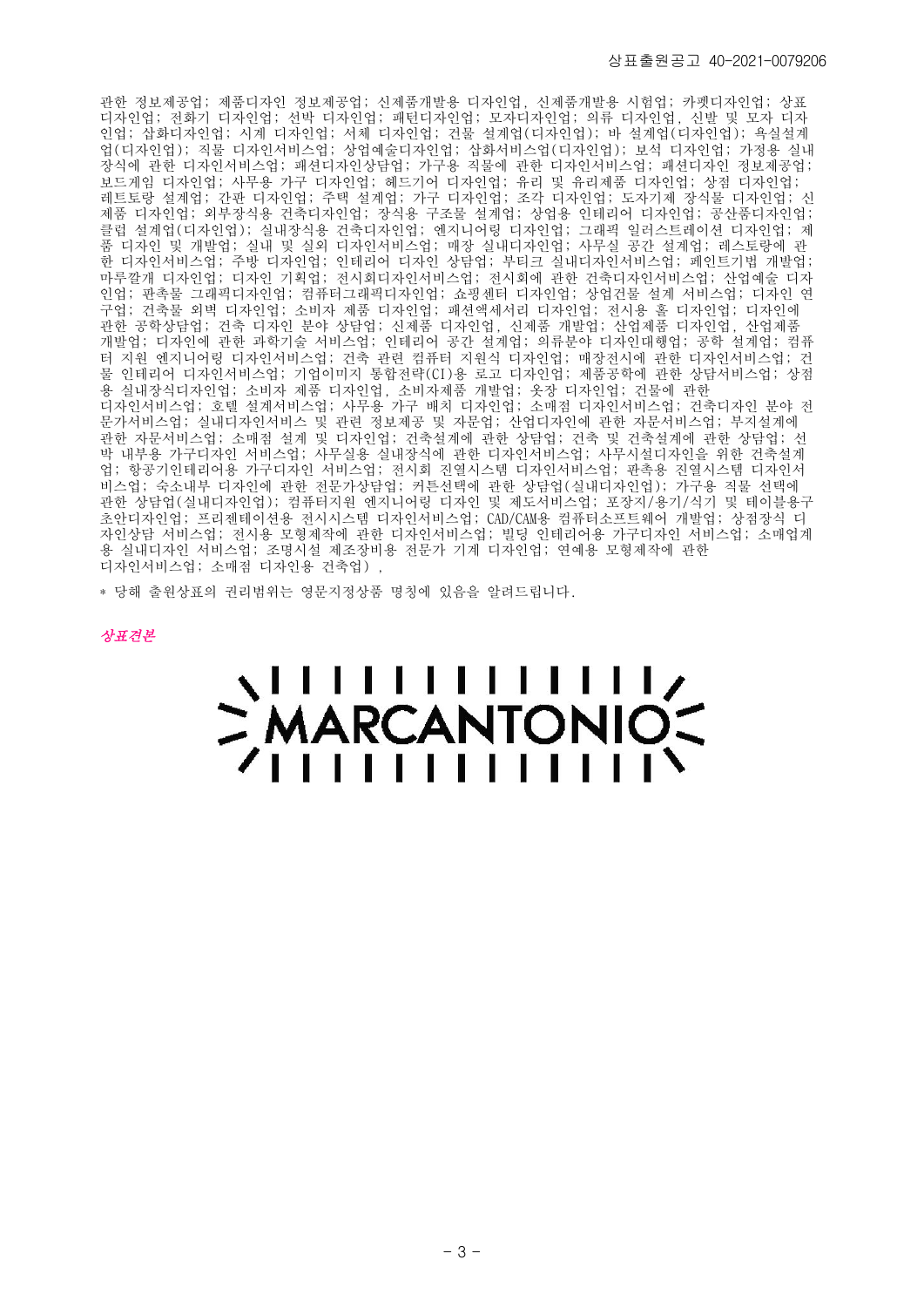관한 정보제공업; 제품디자인 정보제공업; 신제품개발용 디자인업, 신제품개발용 시험업; 카펫디자인업; 상표디자인업; 전화기 디자인업; 선박 디자인업; 패턴디자인업; 모자디자인업; 의류 디자인업, 신발 및 모자 디자인업; 삽화디자인업; 시계 디자인업; 서체 디자인업; 건물 설계업(디자인업); 바 설계업(디자인업); 욕실설계업(디자인업); 직물 디자인서비스업; 상업예술디자인업; 삽화서비스업(디자인업); 보석 디자인업; 가정용 실내장식에 관한 디자인서비스업; 패션디자인상담업; 가구용 직물에 관한 디자인서비스업; 패션디자인 정보제공업; 보드게임 디자인업; 사무용 가구 디자인업; 헤드기어 디자인업; 유리 및 유리제품 디자인업; 상점 디자인업; 레트토랑 설계업; 간판 디자인업; 주택 설계업; 가구 디자인업; 조각 디자인업; 도자기제 장식물 디자인업; 신제품 디자인업; 외부장식용 건축디자인업; 장식용 구조물 설계업; 상업용 인테리어 디자인업; 공산품디자인업; 클럽 설계업(디자인업); 실내장식용 건축디자인업; 엔지니어링 디자인업; 그래픽 일러스트레이션 디자인업; 제품 디자인 및 개발업; 실내 및 실외 디자인서비스업; 매장 실내디자인업; 사무실 공간 설계업; 레스토랑에 관한 디자인서비스업; 주방 디자인업; 인테리어 디자인 상담업; 부티크 실내디자인서비스업; 페인트기법 개발업; 마루깔개 디자인업; 디자인 기획업; 전시회디자인서비스업; 전시회에 관한 건축디자인서비스업; 산업예술 디자인업; 판촉물 그래픽디자인업; 컴퓨터그래픽디자인업; 쇼핑센터 디자인업; 상업건물 설계 서비스업; 디자인 연구업; 건축물 외벽 디자인업; 소비자 제품 디자인업; 패션액세서리 디자인업; 전시용 홀 디자인업; 디자인에 관한 공학상담업; 건축 디자인 분야 상담업; 신제품 디자인업, 신제품 개발업; 산업제품 디자인업, 산업제품 개발업; 디자인에 관한 과학기술 서비스업; 인테리어 공간 설계업; 의류분야 디자인대행업; 공학 설계업; 컴퓨터 지원 엔지니어링 디자인서비스업; 건축 관련 컴퓨터 지원식 디자인업; 매장전시에 관한 디자인서비스업; 건물 인테리어 디자인서비스업; 기업이미지 통합전략(CI)용 로고 디자인업; 제품공학에 관한 상담서비스업; 상점용 실내장식디자인업; 소비자 제품 디자인업, 소비자제품 개발업; 옷장 디자인업; 건물에 관한 디자인서비스업; 호텔 설계서비스업; 사무용 가구 배치 디자인업; 소매점 디자인서비스업; 건축디자인 분야 전문가서비스업; 실내디자인서비스 및 관련 정보제공 및 자문업; 산업디자인에 관한 자문서비스업; 부지설계에 관한 자문서비스업; 소매점 설계 및 디자인업; 건축설계에 관한 상담업; 건축 및 건축설계에 관한 상담업; 선박 내부용 가구디자인 서비스업; 사무실용 실내장식에 관한 디자인서비스업; 사무시설디자인을 위한 건축설계업; 항공기인테리어용 가구디자인 서비스업; 전시회 진열시스템 디자인서비스업; 판촉용 진열시스템 디자인서비스업; 숙소내부 디자인에 관한 전문가상담업; 커튼선택에 관한 상담업(실내디자인업); 가구용 직물 선택에 관한 상담업(실내디자인업); 컴퓨터지원 엔지니어링 디자인 및 제도서비스업; 포장지/용기/식기 및 테이블용구 초안디자인업; 프리젠테이션용 전시시스템 디자인서비스업; CAD/CAM용 컴퓨터소프트웨어 개발업; 상점장식 디자인상담 서비스업; 전시용 모형제작에 관한 디자인서비스업; 빌딩 인테리어용 가구디자인 서비스업; 소매업계용 실내디자인 서비스업; 조명시설 제조장비용 전문가 기계 디자인업; 연예용 모형제작에 관한 디자인서비스업; 소매점 디자인용 건축업) .

* 당해 출원상표의 권리범위는 영문지정상품 명칭에 있음을 알려드립니다.

*상표견본*

MARCANTONIO